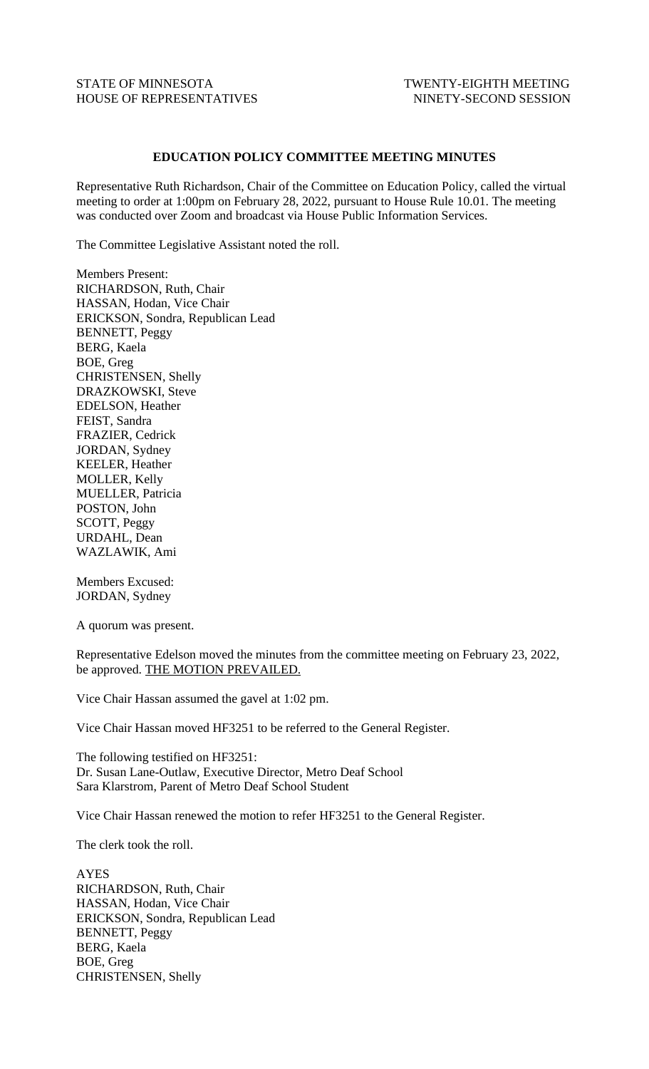STATE OF MINNESOTA
HOUSE OF REPRESENTATIVES

TWENTY-EIGHTH MEETING
NINETY-SECOND SESSION

## EDUCATION POLICY COMMITTEE MEETING MINUTES

Representative Ruth Richardson, Chair of the Committee on Education Policy, called the virtual meeting to order at 1:00pm on February 28, 2022, pursuant to House Rule 10.01. The meeting was conducted over Zoom and broadcast via House Public Information Services.

The Committee Legislative Assistant noted the roll.

Members Present:
RICHARDSON, Ruth, Chair
HASSAN, Hodan, Vice Chair
ERICKSON, Sondra, Republican Lead
BENNETT, Peggy
BERG, Kaela
BOE, Greg
CHRISTENSEN, Shelly
DRAZKOWSKI, Steve
EDELSON, Heather
FEIST, Sandra
FRAZIER, Cedrick
JORDAN, Sydney
KEELER, Heather
MOLLER, Kelly
MUELLER, Patricia
POSTON, John
SCOTT, Peggy
URDAHL, Dean
WAZLAWIK, Ami

Members Excused:
JORDAN, Sydney

A quorum was present.

Representative Edelson moved the minutes from the committee meeting on February 23, 2022, be approved. THE MOTION PREVAILED.

Vice Chair Hassan assumed the gavel at 1:02 pm.

Vice Chair Hassan moved HF3251 to be referred to the General Register.

The following testified on HF3251:
Dr. Susan Lane-Outlaw, Executive Director, Metro Deaf School
Sara Klarstrom, Parent of Metro Deaf School Student

Vice Chair Hassan renewed the motion to refer HF3251 to the General Register.

The clerk took the roll.

AYES
RICHARDSON, Ruth, Chair
HASSAN, Hodan, Vice Chair
ERICKSON, Sondra, Republican Lead
BENNETT, Peggy
BERG, Kaela
BOE, Greg
CHRISTENSEN, Shelly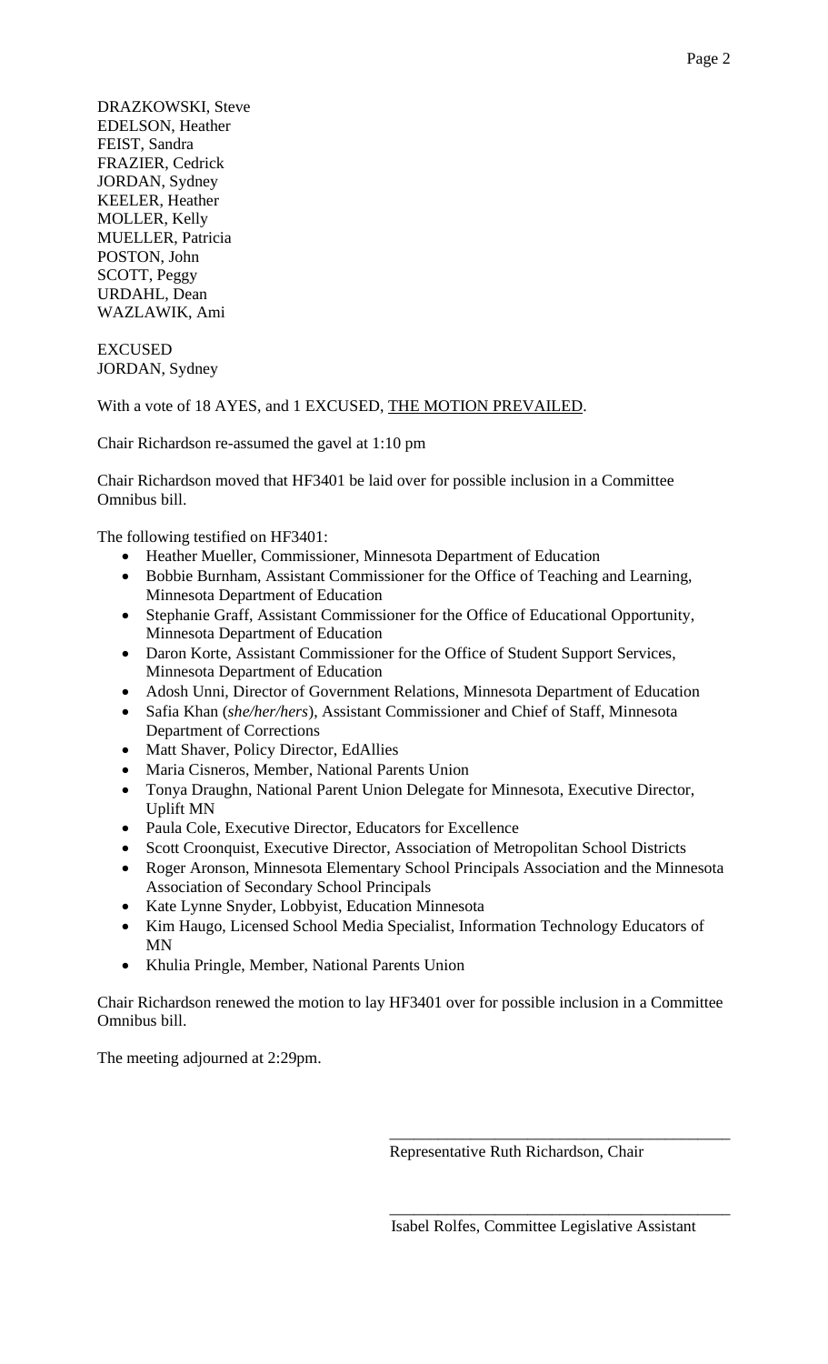DRAZKOWSKI, Steve
EDELSON, Heather
FEIST, Sandra
FRAZIER, Cedrick
JORDAN, Sydney
KEELER, Heather
MOLLER, Kelly
MUELLER, Patricia
POSTON, John
SCOTT, Peggy
URDAHL, Dean
WAZLAWIK, Ami

EXCUSED
JORDAN, Sydney

With a vote of 18 AYES, and 1 EXCUSED, THE MOTION PREVAILED.

Chair Richardson re-assumed the gavel at 1:10 pm

Chair Richardson moved that HF3401 be laid over for possible inclusion in a Committee Omnibus bill.

The following testified on HF3401:

- Heather Mueller, Commissioner, Minnesota Department of Education
- Bobbie Burnham, Assistant Commissioner for the Office of Teaching and Learning, Minnesota Department of Education
- Stephanie Graff, Assistant Commissioner for the Office of Educational Opportunity, Minnesota Department of Education
- Daron Korte, Assistant Commissioner for the Office of Student Support Services, Minnesota Department of Education
- Adosh Unni, Director of Government Relations, Minnesota Department of Education
- Safia Khan (*she/her/hers*), Assistant Commissioner and Chief of Staff, Minnesota Department of Corrections
- Matt Shaver, Policy Director, EdAllies
- Maria Cisneros, Member, National Parents Union
- Tonya Draughn, National Parent Union Delegate for Minnesota, Executive Director, Uplift MN
- Paula Cole, Executive Director, Educators for Excellence
- Scott Croonquist, Executive Director, Association of Metropolitan School Districts
- Roger Aronson, Minnesota Elementary School Principals Association and the Minnesota Association of Secondary School Principals
- Kate Lynne Snyder, Lobbyist, Education Minnesota
- Kim Haugo, Licensed School Media Specialist, Information Technology Educators of MN
- Khulia Pringle, Member, National Parents Union

Chair Richardson renewed the motion to lay HF3401 over for possible inclusion in a Committee Omnibus bill.

The meeting adjourned at 2:29pm.

\_\_\_\_\_\_\_\_\_\_\_\_\_\_\_\_\_\_\_\_\_\_\_\_\_\_\_\_\_\_\_\_\_\_\_\_\_\_\_\_\_\_\_\_
Representative Ruth Richardson, Chair

\_\_\_\_\_\_\_\_\_\_\_\_\_\_\_\_\_\_\_\_\_\_\_\_\_\_\_\_\_\_\_\_\_\_\_\_\_\_\_\_\_\_\_\_
Isabel Rolfes, Committee Legislative Assistant